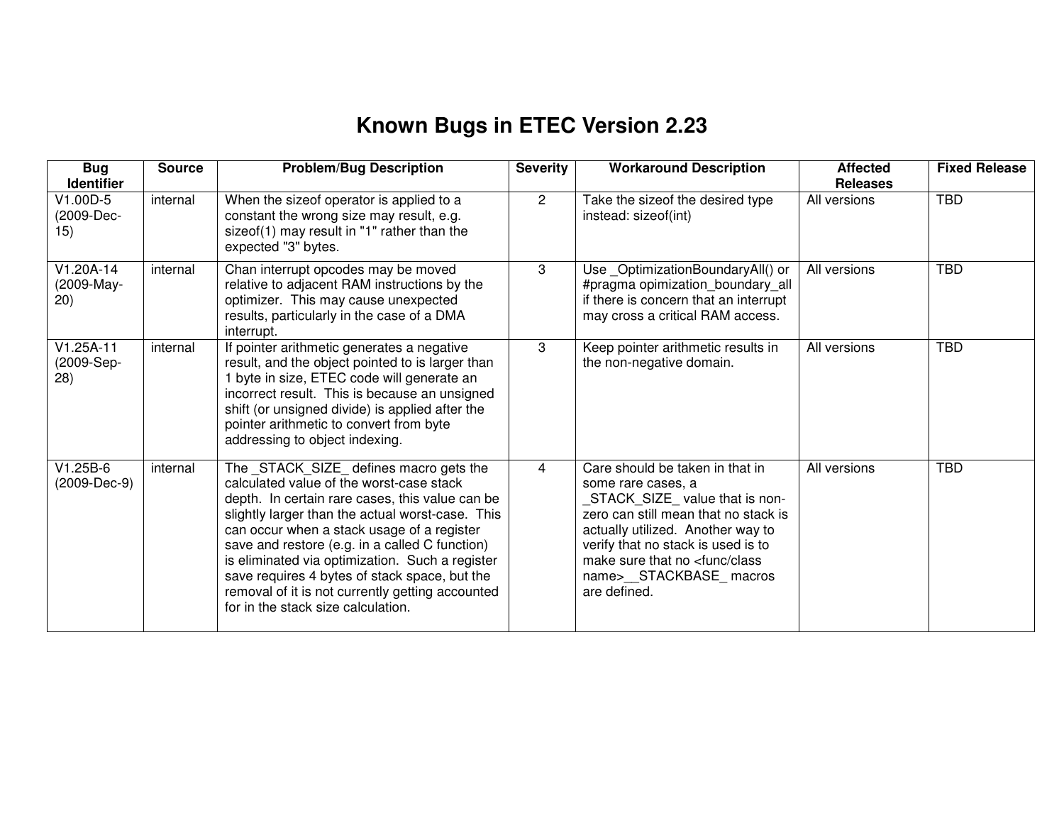# Known Bugs in ETEC Version 2.23

| Bug Identifier | Source | Problem/Bug Description | Severity | Workaround Description | Affected Releases | Fixed Release |
|---|---|---|---|---|---|---|
| V1.00D-5 (2009-Dec-15) | internal | When the sizeof operator is applied to a constant the wrong size may result, e.g. sizeof(1) may result in "1" rather than the expected "3" bytes. | 2 | Take the sizeof the desired type instead: sizeof(int) | All versions | TBD |
| V1.20A-14 (2009-May-20) | internal | Chan interrupt opcodes may be moved relative to adjacent RAM instructions by the optimizer. This may cause unexpected results, particularly in the case of a DMA interrupt. | 3 | Use _OptimizationBoundaryAll() or #pragma opimization_boundary_all if there is concern that an interrupt may cross a critical RAM access. | All versions | TBD |
| V1.25A-11 (2009-Sep-28) | internal | If pointer arithmetic generates a negative result, and the object pointed to is larger than 1 byte in size, ETEC code will generate an incorrect result. This is because an unsigned shift (or unsigned divide) is applied after the pointer arithmetic to convert from byte addressing to object indexing. | 3 | Keep pointer arithmetic results in the non-negative domain. | All versions | TBD |
| V1.25B-6 (2009-Dec-9) | internal | The _STACK_SIZE_ defines macro gets the calculated value of the worst-case stack depth. In certain rare cases, this value can be slightly larger than the actual worst-case. This can occur when a stack usage of a register save and restore (e.g. in a called C function) is eliminated via optimization. Such a register save requires 4 bytes of stack space, but the removal of it is not currently getting accounted for in the stack size calculation. | 4 | Care should be taken in that in some rare cases, a _STACK_SIZE_ value that is non-zero can still mean that no stack is actually utilized. Another way to verify that no stack is used is to make sure that no <func/class name>__STACKBASE_ macros are defined. | All versions | TBD |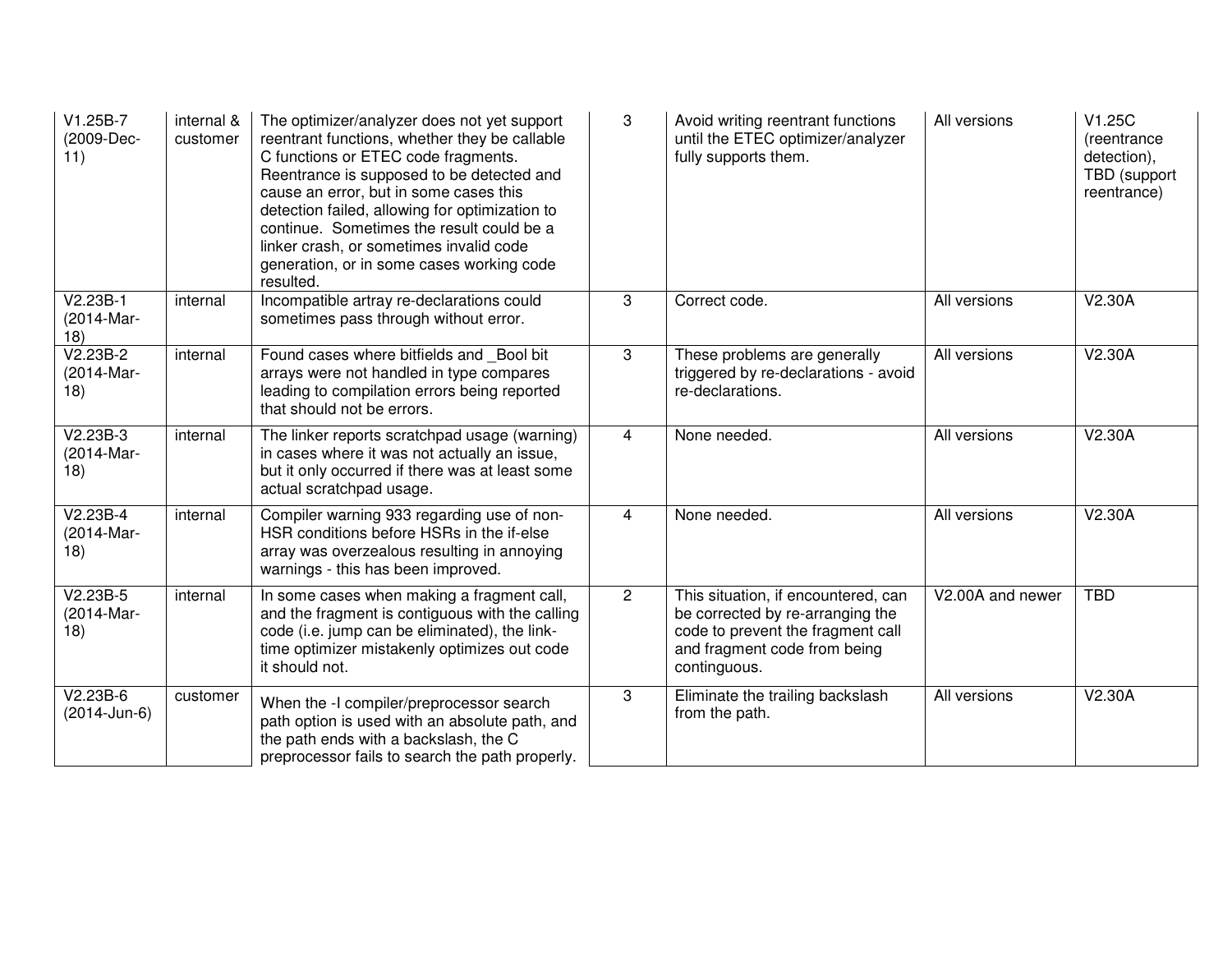| V1.25B-7 (2009-Dec-11) | internal & customer | The optimizer/analyzer does not yet support reentrant functions, whether they be callable C functions or ETEC code fragments. Reentrance is supposed to be detected and cause an error, but in some cases this detection failed, allowing for optimization to continue. Sometimes the result could be a linker crash, or sometimes invalid code generation, or in some cases working code resulted. | 3 | Avoid writing reentrant functions until the ETEC optimizer/analyzer fully supports them. | All versions | V1.25C (reentrance detection), TBD (support reentrance) |
|---|---|---|---|---|---|---|
| V2.23B-1 (2014-Mar-18) | internal | Incompatible artray re-declarations could sometimes pass through without error. | 3 | Correct code. | All versions | V2.30A |
| V2.23B-2 (2014-Mar-18) | internal | Found cases where bitfields and _Bool bit arrays were not handled in type compares leading to compilation errors being reported that should not be errors. | 3 | These problems are generally triggered by re-declarations - avoid re-declarations. | All versions | V2.30A |
| V2.23B-3 (2014-Mar-18) | internal | The linker reports scratchpad usage (warning) in cases where it was not actually an issue, but it only occurred if there was at least some actual scratchpad usage. | 4 | None needed. | All versions | V2.30A |
| V2.23B-4 (2014-Mar-18) | internal | Compiler warning 933 regarding use of non-HSR conditions before HSRs in the if-else array was overzealous resulting in annoying warnings - this has been improved. | 4 | None needed. | All versions | V2.30A |
| V2.23B-5 (2014-Mar-18) | internal | In some cases when making a fragment call, and the fragment is contiguous with the calling code (i.e. jump can be eliminated), the link-time optimizer mistakenly optimizes out code it should not. | 2 | This situation, if encountered, can be corrected by re-arranging the code to prevent the fragment call and fragment code from being continguous. | V2.00A and newer | TBD |
| V2.23B-6 (2014-Jun-6) | customer | When the -I compiler/preprocessor search path option is used with an absolute path, and the path ends with a backslash, the C preprocessor fails to search the path properly. | 3 | Eliminate the trailing backslash from the path. | All versions | V2.30A |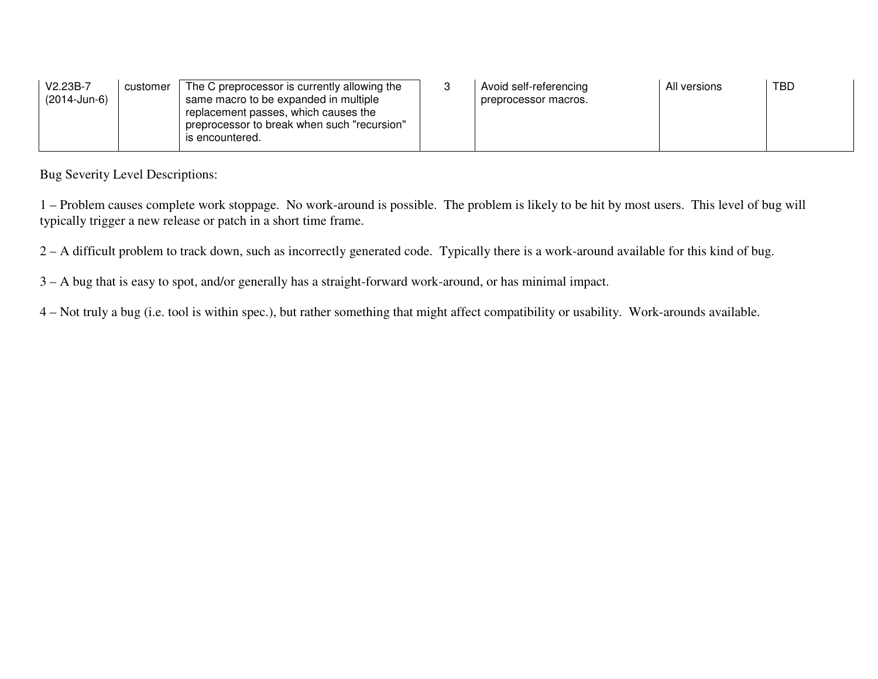| | | | | | | |
|---|---|---|---|---|---|---|
| V2.23B-7 (2014-Jun-6) | customer | The C preprocessor is currently allowing the same macro to be expanded in multiple replacement passes, which causes the preprocessor to break when such "recursion" is encountered. | 3 | Avoid self-referencing preprocessor macros. | All versions | TBD |

Bug Severity Level Descriptions:

1 – Problem causes complete work stoppage. No work-around is possible. The problem is likely to be hit by most users. This level of bug will typically trigger a new release or patch in a short time frame.

2 – A difficult problem to track down, such as incorrectly generated code. Typically there is a work-around available for this kind of bug.

3 – A bug that is easy to spot, and/or generally has a straight-forward work-around, or has minimal impact.

4 – Not truly a bug (i.e. tool is within spec.), but rather something that might affect compatibility or usability. Work-arounds available.